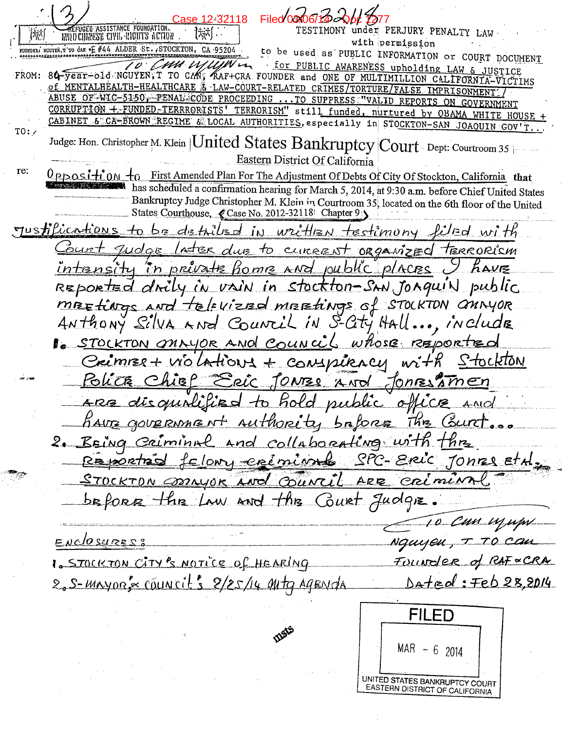(3)

Case 12-32118 Filed 03/06/14 Doc 1277

REFUGEE ASSISTANCE FOUNDATION, INDOCHINESE CIVIL RIGHTS ACTION

FOUNDER: NGUYEN,T TO CAN #E #44 ALDER St.,STOCKTON, CA 95204

TESTIMONY under PERJURY PENALTY LAW with permission to be used as PUBLIC INFORMATION or COURT DOCUMENT for PUBLIC AWARENESS upholding LAW & JUSTICE

FROM: 84-year-old NGUYEN,T TO CAN, RAF+CRA FOUNDER and ONE OF MULTIMILLION CALIFORNIA-VICTIMS of MENTALHEALTH-HEALTHCARE & LAW-COURT-RELATED CRIMES/TORTURE/FALSE IMPRISONMENT / ABUSE OF WIC-5150, PENAL CODE PROCEEDING ...TO SUPPRESS "VALID REPORTS ON GOVERNMENT CORRUPTION + FUNDED TERRRORISTS' TERRORISM" still funded, nurtured by OBAMA WHITE HOUSE + CABINET & CA-BROWN REGIME & LOCAL AUTHORITIES, especially in STOCKTON-SAN JOAQUIN GOV'T...

TO: Judge: Hon. Christopher M. Klein United States Bankruptcy Court Dept: Courtroom 35
Eastern District Of California

re: Opposition to First Amended Plan For The Adjustment Of Debts Of City Of Stockton, California that has scheduled a confirmation hearing for March 5, 2014, at 9:30 a.m. before Chief United States Bankruptcy Judge Christopher M. Klein in Courtroom 35, located on the 6th floor of the United States Courthouse, Case No. 2012-32118 Chapter 9

Justifications to be detailed in written testimony filed with Court Judge later due to current organized terrorism intensity in private home and public places I have reported daily in vain in Stockton-San Joaquin public meetings and televized meetings of Stockton Mayor Anthony Silva and Council in S-City Hall..., include

1. Stockton Mayor and Council whose reported crimes + violations + conspiracy with Stockton Police Chief Eric Jones and Jones'smen are disqualified to hold public office and have government authority before the Court...
2. Being criminal and collaborating with the reported felony criminals SPC-Eric Jones et al., Stockton Mayor and Council are criminal before the Law and the Court Judge.

Nguyen, T To Can
Founder of RAF+CRA
Dated: Feb 28, 2014

Enclosures:
1. Stockton City's Notice of Hearing
2. S-Mayor & Council's 2/25/14 Mtg Agenda

FILED
MAR - 6 2014
UNITED STATES BANKRUPTCY COURT
EASTERN DISTRICT OF CALIFORNIA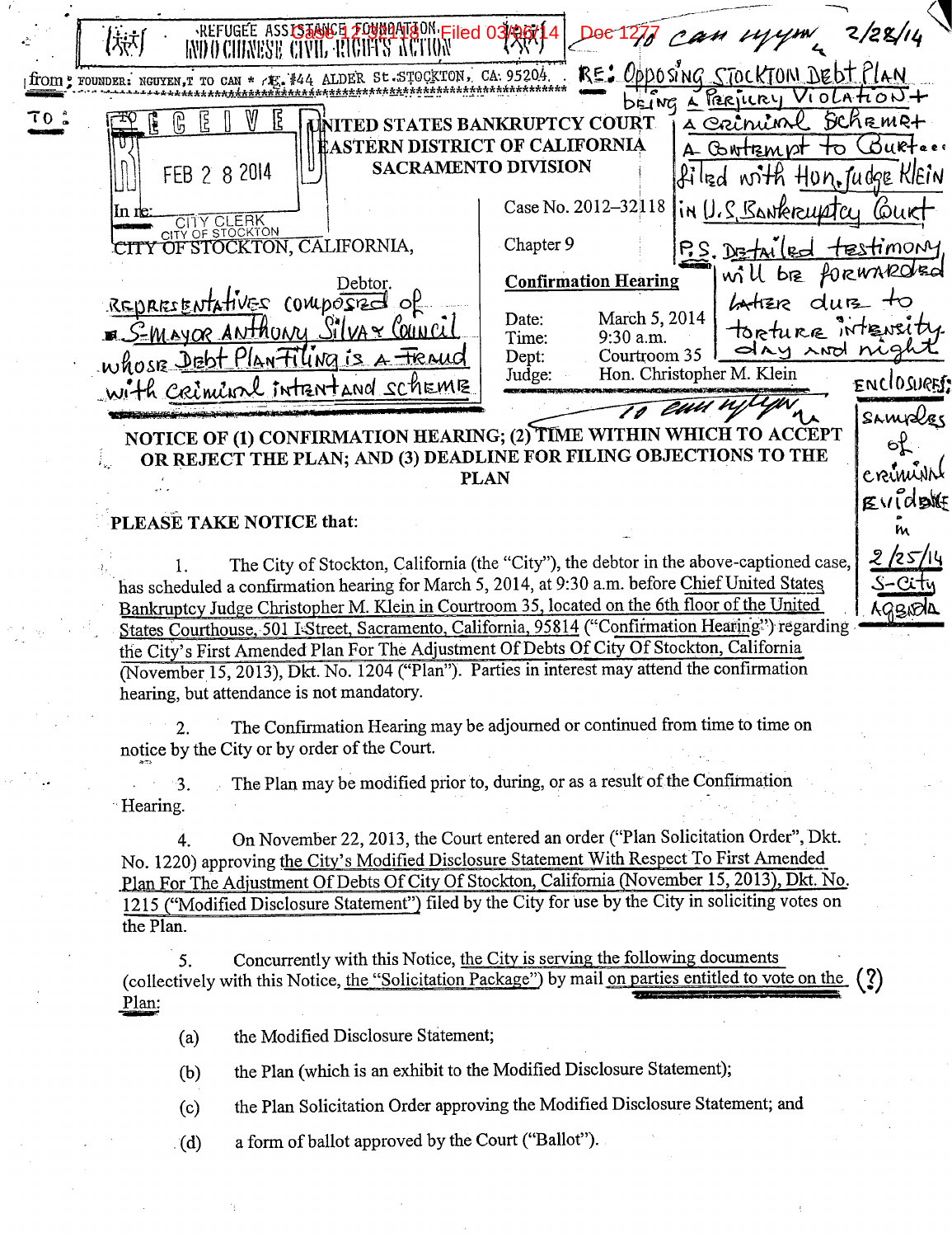REFUGEE ASSISTANCE FOUNDATION · INDOCHINESE CIVIL RIGHTS ACTION

Case 12-32118 Filed 03/06/14 Doc 1277

from: FOUNDER: NGUYEN,T TO CAN * #44 ALDER St.STOCKTON, CA: 95204.

to can nguyen 2/28/14

RE: Opposing Stockton Debt Plan being a Perjury Violation + a Criminal Scheme + A Contempt to Court... filed with Hon. Judge Klein in U.S. Bankruptcy Court

P.S. Detailed testimony will be forwarded later due to torture intensity day and night

TO:

RECEIVED FEB 28 2014 CITY CLERK CITY OF STOCKTON

UNITED STATES BANKRUPTCY COURT
EASTERN DISTRICT OF CALIFORNIA
SACRAMENTO DIVISION

In re:

CITY OF STOCKTON, CALIFORNIA,

Debtor.

Representatives composed of S-Mayor Anthony Silva & Council whose Debt Plan filing is a Fraud with criminal intent and scheme

Case No. 2012–32118

Chapter 9

**Confirmation Hearing**

Date: March 5, 2014
Time: 9:30 a.m.
Dept: Courtroom 35
Judge: Hon. Christopher M. Klein

Enclosures: samples of criminal evidence in 2/25/14 S-City Agenda

to can nguyen

**NOTICE OF (1) CONFIRMATION HEARING; (2) TIME WITHIN WHICH TO ACCEPT OR REJECT THE PLAN; AND (3) DEADLINE FOR FILING OBJECTIONS TO THE PLAN**

**PLEASE TAKE NOTICE that:**

1. The City of Stockton, California (the "City"), the debtor in the above-captioned case, has scheduled a confirmation hearing for March 5, 2014, at 9:30 a.m. before Chief United States Bankruptcy Judge Christopher M. Klein in Courtroom 35, located on the 6th floor of the United States Courthouse, 501 I Street, Sacramento, California, 95814 ("Confirmation Hearing") regarding the City's First Amended Plan For The Adjustment Of Debts Of City Of Stockton, California (November 15, 2013), Dkt. No. 1204 ("Plan"). Parties in interest may attend the confirmation hearing, but attendance is not mandatory.

2. The Confirmation Hearing may be adjourned or continued from time to time on notice by the City or by order of the Court.

3. The Plan may be modified prior to, during, or as a result of the Confirmation Hearing.

4. On November 22, 2013, the Court entered an order ("Plan Solicitation Order", Dkt. No. 1220) approving the City's Modified Disclosure Statement With Respect To First Amended Plan For The Adjustment Of Debts Of City Of Stockton, California (November 15, 2013), Dkt. No. 1215 ("Modified Disclosure Statement") filed by the City for use by the City in soliciting votes on the Plan.

5. Concurrently with this Notice, the City is serving the following documents (collectively with this Notice, the "Solicitation Package") by mail on parties entitled to vote on the Plan: (?)

(a) the Modified Disclosure Statement;

(b) the Plan (which is an exhibit to the Modified Disclosure Statement);

(c) the Plan Solicitation Order approving the Modified Disclosure Statement; and

(d) a form of ballot approved by the Court ("Ballot").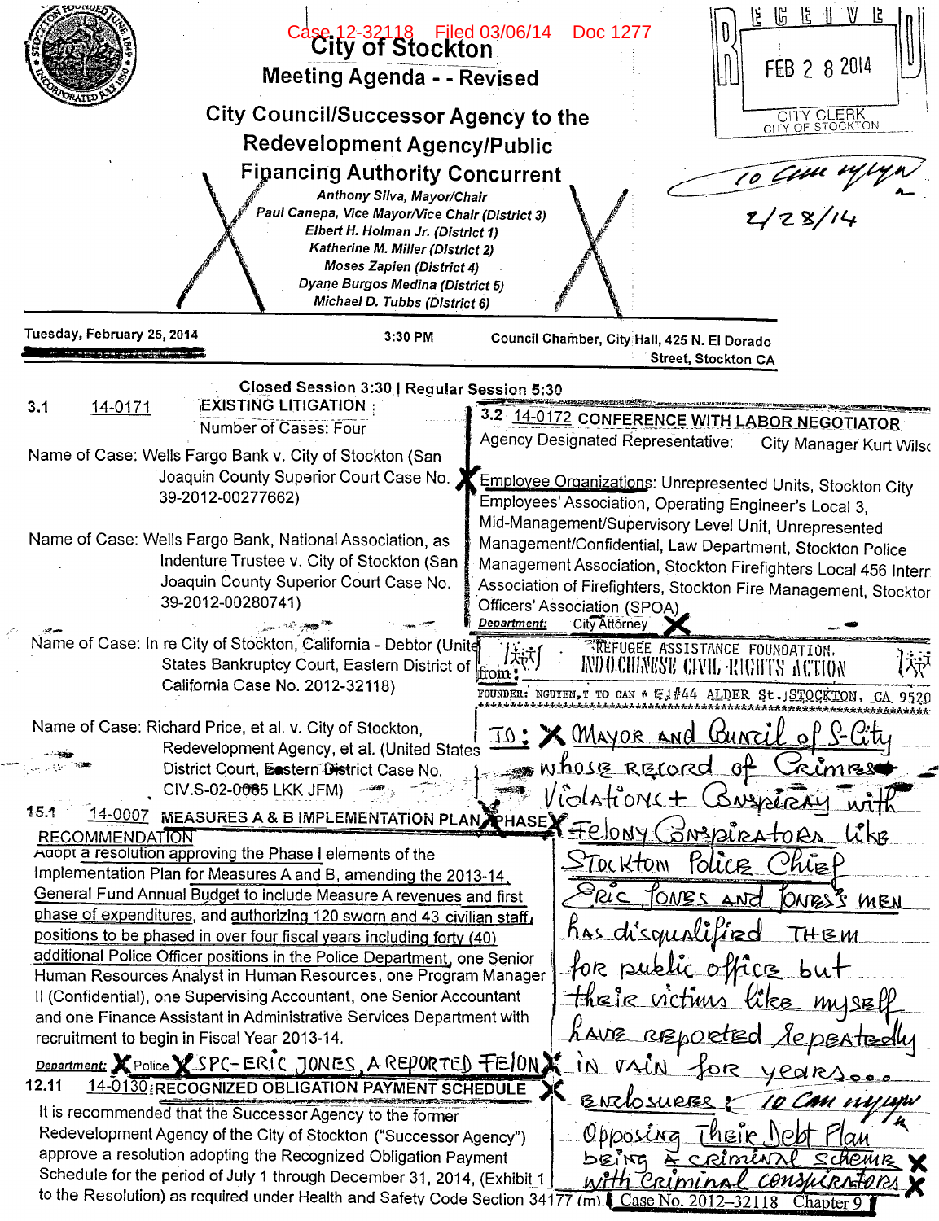Case 12-32118 Filed 03/06/14 Doc 1277

# City of Stockton

## Meeting Agenda - - Revised

## City Council/Successor Agency to the Redevelopment Agency/Public Financing Authority Concurrent

*Anthony Silva, Mayor/Chair*
*Paul Canepa, Vice Mayor/Vice Chair (District 3)*
*Elbert H. Holman Jr. (District 1)*
*Katherine M. Miller (District 2)*
*Moses Zapien (District 4)*
*Dyane Burgos Medina (District 5)*
*Michael D. Tubbs (District 6)*

RECEIVED
FEB 28 2014
CITY CLERK
CITY OF STOCKTON

10 can nguyn
2/28/14

**Tuesday, February 25, 2014** **3:30 PM** **Council Chamber, City Hall, 425 N. El Dorado Street, Stockton CA**

**Closed Session 3:30 | Regular Session 5:30**

**3.1** 14-0171 **EXISTING LITIGATION**

Number of Cases: Four

Name of Case: Wells Fargo Bank v. City of Stockton (San Joaquin County Superior Court Case No. 39-2012-00277662)

Name of Case: Wells Fargo Bank, National Association, as Indenture Trustee v. City of Stockton (San Joaquin County Superior Court Case No. 39-2012-00280741)

Name of Case: In re City of Stockton, California - Debtor (United States Bankruptcy Court, Eastern District of California Case No. 2012-32118)

Name of Case: Richard Price, et al. v. City of Stockton, Redevelopment Agency, et al. (United States District Court, Eastern District Case No. CIV.S-02-0065 LKK JFM)

**3.2** 14-0172 **CONFERENCE WITH LABOR NEGOTIATOR**

Agency Designated Representative: City Manager Kurt Wils

Employee Organizations: Unrepresented Units, Stockton City Employees' Association, Operating Engineer's Local 3, Mid-Management/Supervisory Level Unit, Unrepresented Management/Confidential, Law Department, Stockton Police Management Association, Stockton Firefighters Local 456 Intern Association of Firefighters, Stockton Fire Management, Stocktor Officers' Association (SPOA)

*Department:* City Attorney

from: REFUGEE ASSISTANCE FOUNDATION, INDOCHINESE CIVIL RIGHTS ACTION
FOUNDER: NGUYEN,T TO CAN * E.#44 ALDER St. STOCKTON, CA 9520

TO: Mayor and Council of S-City whose Record of Crimes Violations + Conspiracy with Felony Conspirators like Stockton Police Chief Eric Jones and Jones's men has disqualified them for public office but their victims like myself have reported repeatedly in vain for years...

Enclosures: 10 Can nguyn

Opposing Their Debt Plan being a criminal scheme with Criminal conspirators

**15.1** 14-0007 **MEASURES A & B IMPLEMENTATION PLAN PHASE**

RECOMMENDATION

Adopt a resolution approving the Phase I elements of the Implementation Plan for Measures A and B, amending the 2013-14 General Fund Annual Budget to include Measure A revenues and first phase of expenditures, and authorizing 120 sworn and 43 civilian staff positions to be phased in over four fiscal years including forty (40) additional Police Officer positions in the Police Department, one Senior Human Resources Analyst in Human Resources, one Program Manager II (Confidential), one Supervising Accountant, one Senior Accountant and one Finance Assistant in Administrative Services Department with recruitment to begin in Fiscal Year 2013-14.

*Department:* Police SPC-ERIC JONES, A REPORTED FELON

**12.11** 14-0130 **RECOGNIZED OBLIGATION PAYMENT SCHEDULE**

It is recommended that the Successor Agency to the former Redevelopment Agency of the City of Stockton ("Successor Agency") approve a resolution adopting the Recognized Obligation Payment Schedule for the period of July 1 through December 31, 2014, (Exhibit 1 to the Resolution) as required under Health and Safety Code Section 34177 (m)

Case No. 2012-32118 Chapter 9